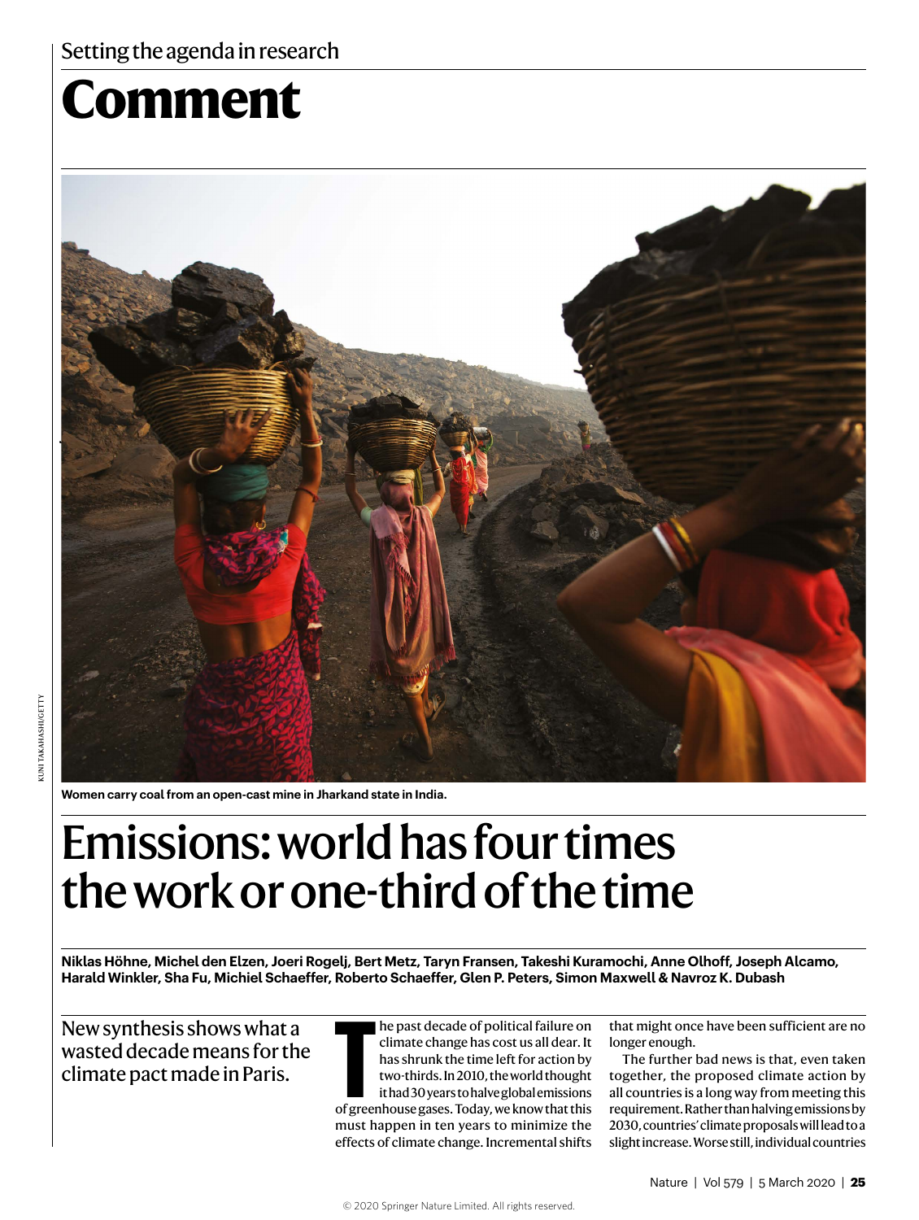Setting the agenda in research

# Comment

Women carry coal from an open-cast mine in Jharkand state in India.

# Emissions: world has four times the work or one-third of the time

**Niklas Höhne, Michel den Elzen, Joeri Rogelj, Bert Metz, Taryn Fransen, Takeshi Kuramochi, Anne Olhoff, Joseph Alcamo, Harald Winkler, Sha Fu, Michiel Schaeffer, Roberto Schaeffer, Glen P. Peters, Simon Maxwell & Navroz K. Dubash**

New synthesis shows what a wasted decade means for the climate pact made in Paris.

The past decade of political failure on climate change has cost us all dear. It has shrunk the time left for action by two-thirds. In 2010, the world thought it had 30 years to halve global emissions of greenhouse gases. Today, we know that this must happen in ten years to minimize the effects of climate change. Incremental shifts that might once have been sufficient are no longer enough.

The further bad news is that, even taken together, the proposed climate action by all countries is a long way from meeting this requirement. Rather than halving emissions by 2030, countries' climate proposals will lead to a slight increase. Worse still, individual countries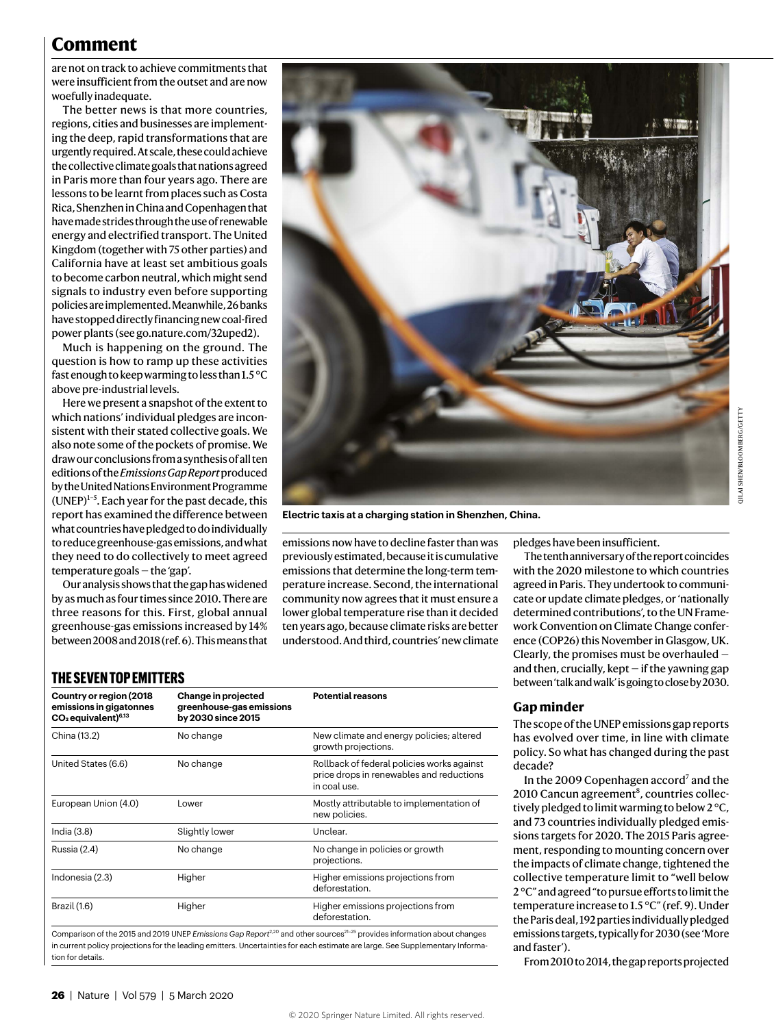are not on track to achieve commitments that were insufficient from the outset and are now woefully inadequate.

The better news is that more countries, regions, cities and businesses are implementing the deep, rapid transformations that are urgently required. At scale, these could achieve the collective climate goals that nations agreed in Paris more than four years ago. There are lessons to be learnt from places such as Costa Rica, Shenzhen in China and Copenhagen that have made strides through the use of renewable energy and electrified transport. The United Kingdom (together with 75 other parties) and California have at least set ambitious goals to become carbon neutral, which might send signals to industry even before supporting policies are implemented. Meanwhile, 26 banks have stopped directly financing new coal-fired power plants (see go.nature.com/32uped2).

Much is happening on the ground. The question is how to ramp up these activities fast enough to keep warming to less than 1.5 °C above pre-industrial levels.

Here we present a snapshot of the extent to which nations' individual pledges are inconsistent with their stated collective goals. We also note some of the pockets of promise. We draw our conclusions from a synthesis of all ten editions of the *Emissions Gap Report* produced by the United Nations Environment Programme (UNEP)[1–5]. Each year for the past decade, this report has examined the difference between what countries have pledged to do individually to reduce greenhouse-gas emissions, and what they need to do collectively to meet agreed temperature goals — the 'gap'.

Our analysis shows that the gap has widened by as much as four times since 2010. There are three reasons for this. First, global annual greenhouse-gas emissions increased by 14% between 2008 and 2018 (ref. 6). This means that emissions now have to decline faster than was previously estimated, because it is cumulative emissions that determine the long-term temperature increase. Second, the international community now agrees that it must ensure a lower global temperature rise than it decided ten years ago, because climate risks are better understood. And third, countries' new climate pledges have been insufficient.

Electric taxis at a charging station in Shenzhen, China.

The tenth anniversary of the report coincides with the 2020 milestone to which countries agreed in Paris. They undertook to communicate or update climate pledges, or 'nationally determined contributions', to the UN Framework Convention on Climate Change conference (COP26) this November in Glasgow, UK. Clearly, the promises must be overhauled — and then, crucially, kept — if the yawning gap between 'talk and walk' is going to close by 2030.

## THE SEVEN TOP EMITTERS

| Country or region (2018 emissions in gigatonnes $CO_2$ equivalent)[6,13] | Change in projected greenhouse-gas emissions by 2030 since 2015 | Potential reasons |
|---|---|---|
| China (13.2) | No change | New climate and energy policies; altered growth projections. |
| United States (6.6) | No change | Rollback of federal policies works against price drops in renewables and reductions in coal use. |
| European Union (4.0) | Lower | Mostly attributable to implementation of new policies. |
| India (3.8) | Slightly lower | Unclear. |
| Russia (2.4) | No change | No change in policies or growth projections. |
| Indonesia (2.3) | Higher | Higher emissions projections from deforestation. |
| Brazil (1.6) | Higher | Higher emissions projections from deforestation. |

Comparison of the 2015 and 2019 UNEP *Emissions Gap Report*[2,20] and other sources[21–25] provides information about changes in current policy projections for the leading emitters. Uncertainties for each estimate are large. See Supplementary Information for details.

## Gap minder

The scope of the UNEP emissions gap reports has evolved over time, in line with climate policy. So what has changed during the past decade?

In the 2009 Copenhagen accord[7] and the 2010 Cancun agreement[8], countries collectively pledged to limit warming to below 2 °C, and 73 countries individually pledged emissions targets for 2020. The 2015 Paris agreement, responding to mounting concern over the impacts of climate change, tightened the collective temperature limit to "well below 2 °C" and agreed "to pursue efforts to limit the temperature increase to 1.5 °C" (ref. 9). Under the Paris deal, 192 parties individually pledged emissions targets, typically for 2030 (see 'More and faster').

From 2010 to 2014, the gap reports projected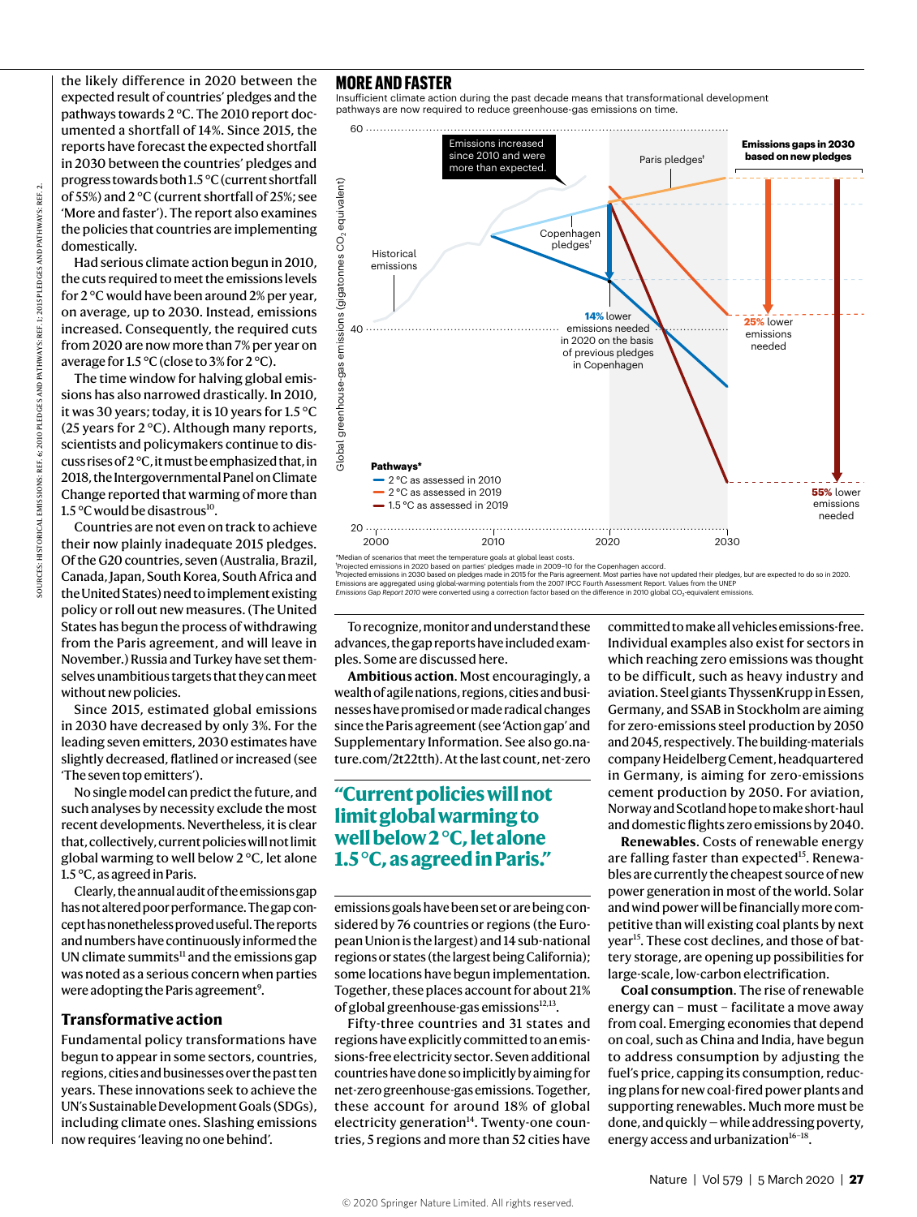the likely difference in 2020 between the expected result of countries' pledges and the pathways towards 2 °C. The 2010 report documented a shortfall of 14%. Since 2015, the reports have forecast the expected shortfall in 2030 between the countries' pledges and progress towards both 1.5 °C (current shortfall of 55%) and 2 °C (current shortfall of 25%; see 'More and faster'). The report also examines the policies that countries are implementing domestically.

Had serious climate action begun in 2010, the cuts required to meet the emissions levels for 2 °C would have been around 2% per year, on average, up to 2030. Instead, emissions increased. Consequently, the required cuts from 2020 are now more than 7% per year on average for 1.5 °C (close to 3% for 2 °C).

The time window for halving global emissions has also narrowed drastically. In 2010, it was 30 years; today, it is 10 years for 1.5 °C (25 years for 2 °C). Although many reports, scientists and policymakers continue to discuss rises of 2 °C, it must be emphasized that, in 2018, the Intergovernmental Panel on Climate Change reported that warming of more than 1.5 °C would be disastrous[10].

Countries are not even on track to achieve their now plainly inadequate 2015 pledges. Of the G20 countries, seven (Australia, Brazil, Canada, Japan, South Korea, South Africa and the United States) need to implement existing policy or roll out new measures. (The United States has begun the process of withdrawing from the Paris agreement, and will leave in November.) Russia and Turkey have set themselves unambitious targets that they can meet without new policies.

Since 2015, estimated global emissions in 2030 have decreased by only 3%. For the leading seven emitters, 2030 estimates have slightly decreased, flatlined or increased (see 'The seven top emitters').

No single model can predict the future, and such analyses by necessity exclude the most recent developments. Nevertheless, it is clear that, collectively, current policies will not limit global warming to well below 2 °C, let alone 1.5 °C, as agreed in Paris.

Clearly, the annual audit of the emissions gap has not altered poor performance. The gap concept has nonetheless proved useful. The reports and numbers have continuously informed the UN climate summits[11] and the emissions gap was noted as a serious concern when parties were adopting the Paris agreement[9].

## Transformative action

Fundamental policy transformations have begun to appear in some sectors, countries, regions, cities and businesses over the past ten years. These innovations seek to achieve the UN's Sustainable Development Goals (SDGs), including climate ones. Slashing emissions now requires 'leaving no one behind'.

**MORE AND FASTER**

Insufficient climate action during the past decade means that transformational development pathways are now required to reduce greenhouse-gas emissions on time.

*Median of scenarios that meet the temperature goals at global least costs.
†Projected emissions in 2020 based on parties' pledges made in 2009–10 for the Copenhagen accord.
‡Projected emissions in 2030 based on pledges made in 2015 for the Paris agreement. Most parties have not updated their pledges, but are expected to do so in 2020.
Emissions are aggregated using global-warming potentials from the 2007 IPCC Fourth Assessment Report. Values from the UNEP *Emissions Gap Report 2010* were converted using a correction factor based on the difference in 2010 global $CO_2$-equivalent emissions.

To recognize, monitor and understand these advances, the gap reports have included examples. Some are discussed here.

**Ambitious action.** Most encouragingly, a wealth of agile nations, regions, cities and businesses have promised or made radical changes since the Paris agreement (see 'Action gap' and Supplementary Information. See also go.nature.com/2t22tth). At the last count, net-zero emissions goals have been set or are being considered by 76 countries or regions (the European Union is the largest) and 14 sub-national regions or states (the largest being California); some locations have begun implementation. Together, these places account for about 21% of global greenhouse-gas emissions[12,13].

> **"Current policies will not limit global warming to well below 2 °C, let alone 1.5 °C, as agreed in Paris."**

Fifty-three countries and 31 states and regions have explicitly committed to an emissions-free electricity sector. Seven additional countries have done so implicitly by aiming for net-zero greenhouse-gas emissions. Together, these account for around 18% of global electricity generation[14]. Twenty-one countries, 5 regions and more than 52 cities have committed to make all vehicles emissions-free. Individual examples also exist for sectors in which reaching zero emissions was thought to be difficult, such as heavy industry and aviation. Steel giants ThyssenKrupp in Essen, Germany, and SSAB in Stockholm are aiming for zero-emissions steel production by 2050 and 2045, respectively. The building-materials company HeidelbergCement, headquartered in Germany, is aiming for zero-emissions cement production by 2050. For aviation, Norway and Scotland hope to make short-haul and domestic flights zero emissions by 2040.

**Renewables.** Costs of renewable energy are falling faster than expected[15]. Renewables are currently the cheapest source of new power generation in most of the world. Solar and wind power will be financially more competitive than will existing coal plants by next year[15]. These cost declines, and those of battery storage, are opening up possibilities for large-scale, low-carbon electrification.

**Coal consumption.** The rise of renewable energy can – must – facilitate a move away from coal. Emerging economies that depend on coal, such as China and India, have begun to address consumption by adjusting the fuel's price, capping its consumption, reducing plans for new coal-fired power plants and supporting renewables. Much more must be done, and quickly — while addressing poverty, energy access and urbanization[16–18].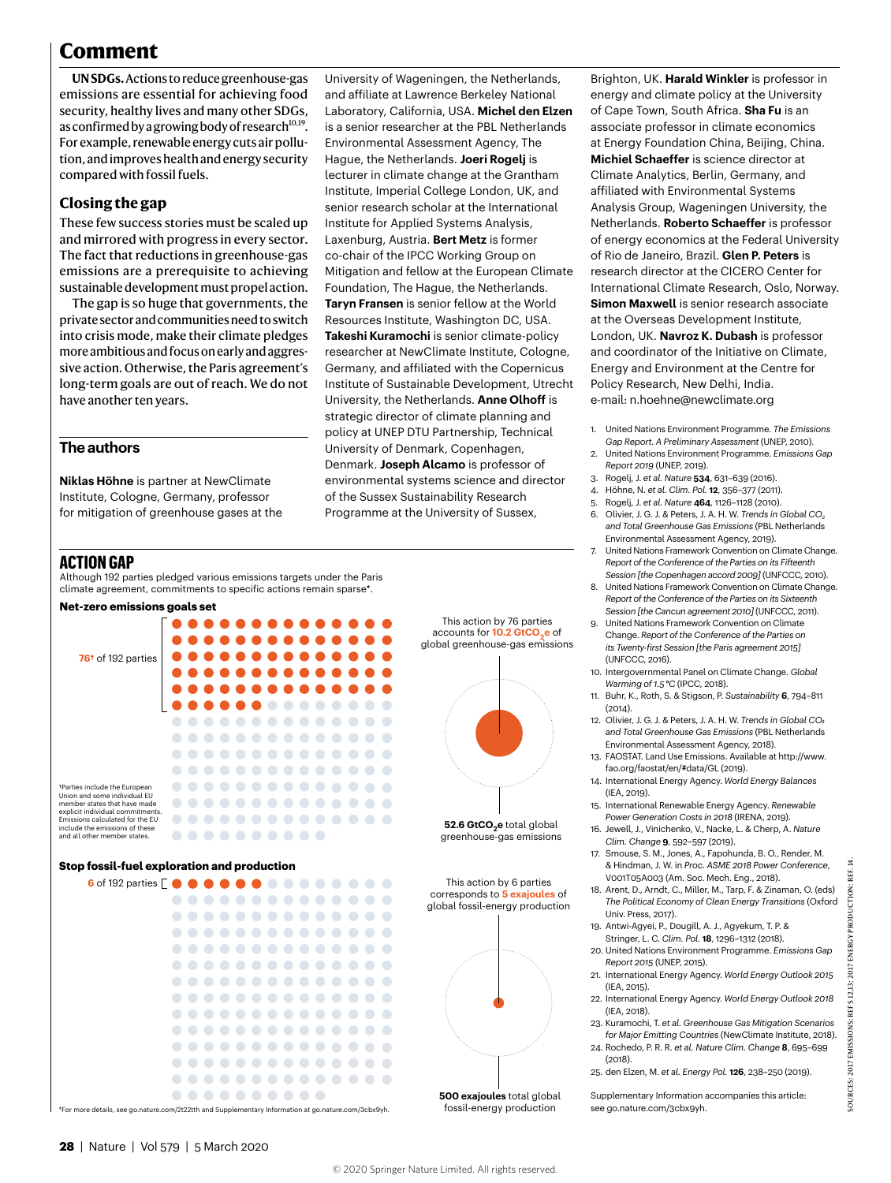**UN SDGs.** Actions to reduce greenhouse-gas emissions are essential for achieving food security, healthy lives and many other SDGs, as confirmed by a growing body of research[10,19]. For example, renewable energy cuts air pollution, and improves health and energy security compared with fossil fuels.

## Closing the gap

These few success stories must be scaled up and mirrored with progress in every sector. The fact that reductions in greenhouse-gas emissions are a prerequisite to achieving sustainable development must propel action.

The gap is so huge that governments, the private sector and communities need to switch into crisis mode, make their climate pledges more ambitious and focus on early and aggressive action. Otherwise, the Paris agreement's long-term goals are out of reach. We do not have another ten years.

## The authors

**Niklas Höhne** is partner at NewClimate Institute, Cologne, Germany, professor for mitigation of greenhouse gases at the University of Wageningen, the Netherlands, and affiliate at Lawrence Berkeley National Laboratory, California, USA. **Michel den Elzen** is a senior researcher at the PBL Netherlands Environmental Assessment Agency, The Hague, the Netherlands. **Joeri Rogelj** is lecturer in climate change at the Grantham Institute, Imperial College London, UK, and senior research scholar at the International Institute for Applied Systems Analysis, Laxenburg, Austria. **Bert Metz** is former co-chair of the IPCC Working Group on Mitigation and fellow at the European Climate Foundation, The Hague, the Netherlands. **Taryn Fransen** is senior fellow at the World Resources Institute, Washington DC, USA. **Takeshi Kuramochi** is senior climate-policy researcher at NewClimate Institute, Cologne, Germany, and affiliated with the Copernicus Institute of Sustainable Development, Utrecht University, the Netherlands. **Anne Olhoff** is strategic director of climate planning and policy at UNEP DTU Partnership, Technical University of Denmark, Copenhagen, Denmark. **Joseph Alcamo** is professor of environmental systems science and director of the Sussex Sustainability Research Programme at the University of Sussex, Brighton, UK. **Harald Winkler** is professor in energy and climate policy at the University of Cape Town, South Africa. **Sha Fu** is an associate professor in climate economics at Energy Foundation China, Beijing, China. **Michiel Schaeffer** is science director at Climate Analytics, Berlin, Germany, and affiliated with Environmental Systems Analysis Group, Wageningen University, the Netherlands. **Roberto Schaeffer** is professor of energy economics at the Federal University of Rio de Janeiro, Brazil. **Glen P. Peters** is research director at the CICERO Center for International Climate Research, Oslo, Norway. **Simon Maxwell** is senior research associate at the Overseas Development Institute, London, UK. **Navroz K. Dubash** is professor and coordinator of the Initiative on Climate, Energy and Environment at the Centre for Policy Research, New Delhi, India.
e-mail: n.hoehne@newclimate.org

## ACTION GAP

Although 192 parties pledged various emissions targets under the Paris climate agreement, commitments to specific actions remain sparse*.

**Net-zero emissions goals set**

76† of 192 parties

This action by 76 parties accounts for 10.2 $GtCO_2e$ of global greenhouse-gas emissions

52.6 $GtCO_2e$ total global greenhouse-gas emissions

†Parties include the European Union and some individual EU member states that have made explicit individual commitments. Emissions calculated for the EU include the emissions of these and all other member states.

**Stop fossil-fuel exploration and production**

6 of 192 parties

This action by 6 parties corresponds to 5 exajoules of global fossil-energy production

500 exajoules total global fossil-energy production

*For more details, see go.nature.com/2t22tth and Supplementary Information at go.nature.com/3cbx9yh.

SOURCES: 2017 EMISSIONS: REFS 12,13; 2017 ENERGY PRODUCTION: REF. 14.

1. United Nations Environment Programme. *The Emissions Gap Report. A Preliminary Assessment* (UNEP, 2010).
2. United Nations Environment Programme. *Emissions Gap Report 2019* (UNEP, 2019).
3. Rogelj, J. *et al. Nature* **534**, 631–639 (2016).
4. Höhne, N. *et al. Clim. Pol.* **12**, 356–377 (2011).
5. Rogelj, J. *et al. Nature* **464**, 1126–1128 (2010).
6. Olivier, J. G. J. & Peters, J. A. H. W. *Trends in Global $CO_2$ and Total Greenhouse Gas Emissions* (PBL Netherlands Environmental Assessment Agency, 2019).
7. United Nations Framework Convention on Climate Change. *Report of the Conference of the Parties on its Fifteenth Session [the Copenhagen accord 2009]* (UNFCCC, 2010).
8. United Nations Framework Convention on Climate Change. *Report of the Conference of the Parties on its Sixteenth Session [the Cancun agreement 2010]* (UNFCCC, 2011).
9. United Nations Framework Convention on Climate Change. *Report of the Conference of the Parties on its Twenty-first Session [the Paris agreement 2015]* (UNFCCC, 2016).
10. Intergovernmental Panel on Climate Change. *Global Warming of 1.5 °C* (IPCC, 2018).
11. Buhr, K., Roth, S. & Stigson, P. *Sustainability* **6**, 794–811 (2014).
12. Olivier, J. G. J. & Peters, J. A. H. W. *Trends in Global $CO_2$ and Total Greenhouse Gas Emissions* (PBL Netherlands Environmental Assessment Agency, 2018).
13. FAOSTAT. Land Use Emissions. Available at http://www.fao.org/faostat/en/#data/GL (2019).
14. International Energy Agency. *World Energy Balances* (IEA, 2019).
15. International Renewable Energy Agency. *Renewable Power Generation Costs in 2018* (IRENA, 2019).
16. Jewell, J., Vinichenko, V., Nacke, L. & Cherp, A. *Nature Clim. Change* **9**, 592–597 (2019).
17. Smouse, S. M., Jones, A., Fapohunda, B. O., Render, M. & Hindman, J. W. in *Proc. ASME 2018 Power Conference*, V001T05A003 (Am. Soc. Mech. Eng., 2018).
18. Arent, D., Arndt, C., Miller, M., Tarp, F. & Zinaman, O. (eds) *The Political Economy of Clean Energy Transitions* (Oxford Univ. Press, 2017).
19. Antwi-Agyei, P., Dougill, A. J., Agyekum, T. P. & Stringer, L. C. *Clim. Pol.* **18**, 1296–1312 (2018).
20. United Nations Environment Programme. *Emissions Gap Report 2015* (UNEP, 2015).
21. International Energy Agency. *World Energy Outlook 2015* (IEA, 2015).
22. International Energy Agency. *World Energy Outlook 2018* (IEA, 2018).
23. Kuramochi, T. *et al. Greenhouse Gas Mitigation Scenarios for Major Emitting Countries* (NewClimate Institute, 2018).
24. Rochedo, P. R. R. *et al. Nature Clim. Change* **8**, 695–699 (2018).
25. den Elzen, M. *et al. Energy Pol.* **126**, 238–250 (2019).

Supplementary Information accompanies this article: see go.nature.com/3cbx9yh.